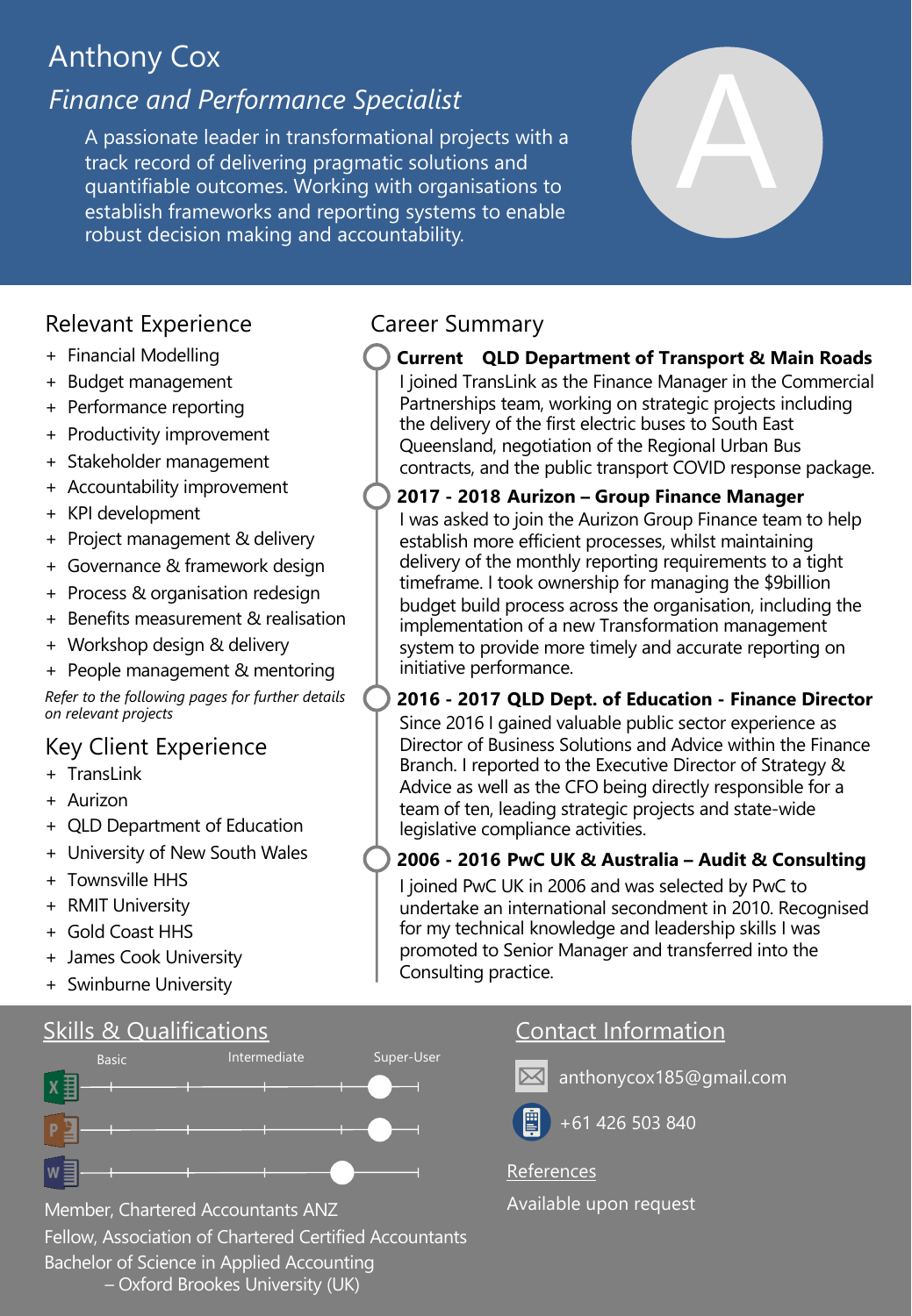# Anthony Cox

*Finance and Performance Specialist*

A passionate leader in transformational projects with a track record of delivering pragmatic solutions and quantifiable outcomes. Working with organisations to establish frameworks and reporting systems to enable robust decision making and accountability.

## Relevant Experience

- Financial Modelling
- Budget management
- Performance reporting
- Productivity improvement
- Stakeholder management
- Accountability improvement
- KPI development
- Project management & delivery
- Governance & framework design
- Process & organisation redesign
- Benefits measurement & realisation
- Workshop design & delivery
- People management & mentoring

*Refer to the following pages for further details on relevant projects*

## Key Client Experience

- TransLink
- Aurizon
- QLD Department of Education
- University of New South Wales
- Townsville HHS
- RMIT University
- Gold Coast HHS
- James Cook University
- Swinburne University

## Career Summary

**Current QLD Department of Transport & Main Roads**

I joined TransLink as the Finance Manager in the Commercial Partnerships team, working on strategic projects including the delivery of the first electric buses to South East Queensland, negotiation of the Regional Urban Bus contracts, and the public transport COVID response package.

**2017 - 2018 Aurizon – Group Finance Manager**

I was asked to join the Aurizon Group Finance team to help establish more efficient processes, whilst maintaining delivery of the monthly reporting requirements to a tight timeframe. I took ownership for managing the $9billion budget build process across the organisation, including the implementation of a new Transformation management system to provide more timely and accurate reporting on initiative performance.

**2016 - 2017 QLD Dept. of Education - Finance Director**

Since 2016 I gained valuable public sector experience as Director of Business Solutions and Advice within the Finance Branch. I reported to the Executive Director of Strategy & Advice as well as the CFO being directly responsible for a team of ten, leading strategic projects and state-wide legislative compliance activities.

**2006 - 2016 PwC UK & Australia – Audit & Consulting**

I joined PwC UK in 2006 and was selected by PwC to undertake an international secondment in 2010. Recognised for my technical knowledge and leadership skills I was promoted to Senior Manager and transferred into the Consulting practice.

## Skills & Qualifications

Basic — Intermediate — Super-User

- Excel: Super-User
- PowerPoint: Super-User
- Word: between Intermediate and Super-User

Member, Chartered Accountants ANZ

Fellow, Association of Chartered Certified Accountants

Bachelor of Science in Applied Accounting
– Oxford Brookes University (UK)

## Contact Information

anthonycox185@gmail.com

+61 426 503 840

**References**

Available upon request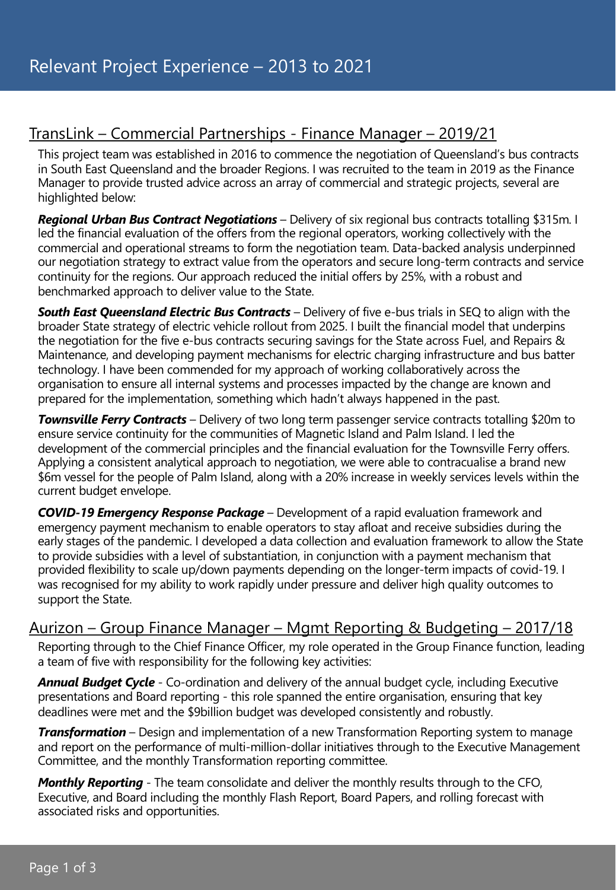# Relevant Project Experience – 2013 to 2021

## TransLink – Commercial Partnerships - Finance Manager – 2019/21

This project team was established in 2016 to commence the negotiation of Queensland's bus contracts in South East Queensland and the broader Regions. I was recruited to the team in 2019 as the Finance Manager to provide trusted advice across an array of commercial and strategic projects, several are highlighted below:

***Regional Urban Bus Contract Negotiations*** – Delivery of six regional bus contracts totalling $315m. I led the financial evaluation of the offers from the regional operators, working collectively with the commercial and operational streams to form the negotiation team. Data-backed analysis underpinned our negotiation strategy to extract value from the operators and secure long-term contracts and service continuity for the regions. Our approach reduced the initial offers by 25%, with a robust and benchmarked approach to deliver value to the State.

***South East Queensland Electric Bus Contracts*** – Delivery of five e-bus trials in SEQ to align with the broader State strategy of electric vehicle rollout from 2025. I built the financial model that underpins the negotiation for the five e-bus contracts securing savings for the State across Fuel, and Repairs & Maintenance, and developing payment mechanisms for electric charging infrastructure and bus batter technology. I have been commended for my approach of working collaboratively across the organisation to ensure all internal systems and processes impacted by the change are known and prepared for the implementation, something which hadn't always happened in the past.

***Townsville Ferry Contracts*** – Delivery of two long term passenger service contracts totalling $20m to ensure service continuity for the communities of Magnetic Island and Palm Island. I led the development of the commercial principles and the financial evaluation for the Townsville Ferry offers. Applying a consistent analytical approach to negotiation, we were able to contracualise a brand new $6m vessel for the people of Palm Island, along with a 20% increase in weekly services levels within the current budget envelope.

***COVID-19 Emergency Response Package*** – Development of a rapid evaluation framework and emergency payment mechanism to enable operators to stay afloat and receive subsidies during the early stages of the pandemic. I developed a data collection and evaluation framework to allow the State to provide subsidies with a level of substantiation, in conjunction with a payment mechanism that provided flexibility to scale up/down payments depending on the longer-term impacts of covid-19. I was recognised for my ability to work rapidly under pressure and deliver high quality outcomes to support the State.

## Aurizon – Group Finance Manager – Mgmt Reporting & Budgeting – 2017/18

Reporting through to the Chief Finance Officer, my role operated in the Group Finance function, leading a team of five with responsibility for the following key activities:

***Annual Budget Cycle*** - Co-ordination and delivery of the annual budget cycle, including Executive presentations and Board reporting - this role spanned the entire organisation, ensuring that key deadlines were met and the $9billion budget was developed consistently and robustly.

***Transformation*** – Design and implementation of a new Transformation Reporting system to manage and report on the performance of multi-million-dollar initiatives through to the Executive Management Committee, and the monthly Transformation reporting committee.

***Monthly Reporting*** - The team consolidate and deliver the monthly results through to the CFO, Executive, and Board including the monthly Flash Report, Board Papers, and rolling forecast with associated risks and opportunities.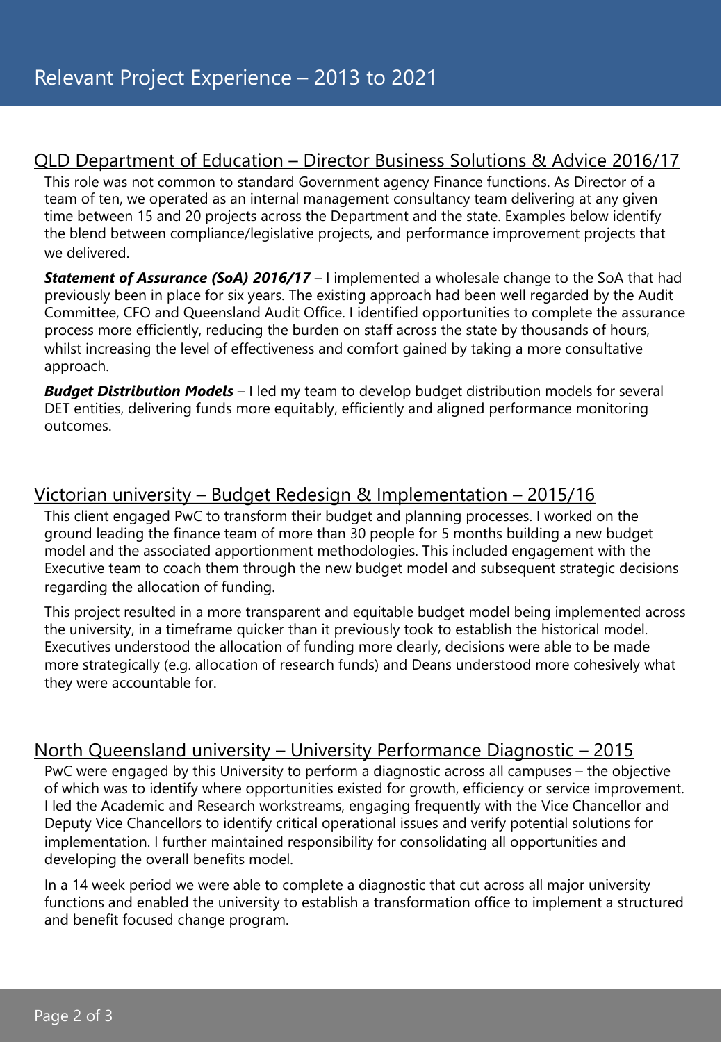# Relevant Project Experience – 2013 to 2021

## QLD Department of Education – Director Business Solutions & Advice 2016/17

This role was not common to standard Government agency Finance functions. As Director of a team of ten, we operated as an internal management consultancy team delivering at any given time between 15 and 20 projects across the Department and the state. Examples below identify the blend between compliance/legislative projects, and performance improvement projects that we delivered.

***Statement of Assurance (SoA) 2016/17*** – I implemented a wholesale change to the SoA that had previously been in place for six years. The existing approach had been well regarded by the Audit Committee, CFO and Queensland Audit Office. I identified opportunities to complete the assurance process more efficiently, reducing the burden on staff across the state by thousands of hours, whilst increasing the level of effectiveness and comfort gained by taking a more consultative approach.

***Budget Distribution Models*** – I led my team to develop budget distribution models for several DET entities, delivering funds more equitably, efficiently and aligned performance monitoring outcomes.

## Victorian university – Budget Redesign & Implementation – 2015/16

This client engaged PwC to transform their budget and planning processes. I worked on the ground leading the finance team of more than 30 people for 5 months building a new budget model and the associated apportionment methodologies. This included engagement with the Executive team to coach them through the new budget model and subsequent strategic decisions regarding the allocation of funding.

This project resulted in a more transparent and equitable budget model being implemented across the university, in a timeframe quicker than it previously took to establish the historical model. Executives understood the allocation of funding more clearly, decisions were able to be made more strategically (e.g. allocation of research funds) and Deans understood more cohesively what they were accountable for.

## North Queensland university – University Performance Diagnostic – 2015

PwC were engaged by this University to perform a diagnostic across all campuses – the objective of which was to identify where opportunities existed for growth, efficiency or service improvement. I led the Academic and Research workstreams, engaging frequently with the Vice Chancellor and Deputy Vice Chancellors to identify critical operational issues and verify potential solutions for implementation. I further maintained responsibility for consolidating all opportunities and developing the overall benefits model.

In a 14 week period we were able to complete a diagnostic that cut across all major university functions and enabled the university to establish a transformation office to implement a structured and benefit focused change program.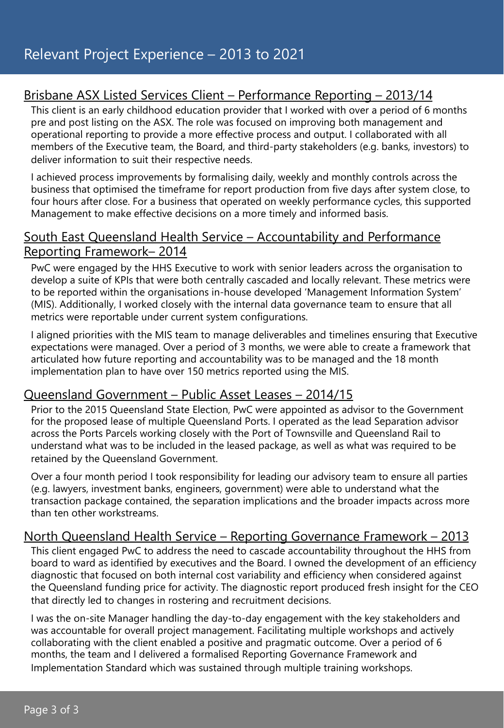# Relevant Project Experience – 2013 to 2021

## Brisbane ASX Listed Services Client – Performance Reporting – 2013/14

This client is an early childhood education provider that I worked with over a period of 6 months pre and post listing on the ASX. The role was focused on improving both management and operational reporting to provide a more effective process and output. I collaborated with all members of the Executive team, the Board, and third-party stakeholders (e.g. banks, investors) to deliver information to suit their respective needs.

I achieved process improvements by formalising daily, weekly and monthly controls across the business that optimised the timeframe for report production from five days after system close, to four hours after close. For a business that operated on weekly performance cycles, this supported Management to make effective decisions on a more timely and informed basis.

## South East Queensland Health Service – Accountability and Performance Reporting Framework– 2014

PwC were engaged by the HHS Executive to work with senior leaders across the organisation to develop a suite of KPIs that were both centrally cascaded and locally relevant. These metrics were to be reported within the organisations in-house developed 'Management Information System' (MIS). Additionally, I worked closely with the internal data governance team to ensure that all metrics were reportable under current system configurations.

I aligned priorities with the MIS team to manage deliverables and timelines ensuring that Executive expectations were managed. Over a period of 3 months, we were able to create a framework that articulated how future reporting and accountability was to be managed and the 18 month implementation plan to have over 150 metrics reported using the MIS.

## Queensland Government – Public Asset Leases – 2014/15

Prior to the 2015 Queensland State Election, PwC were appointed as advisor to the Government for the proposed lease of multiple Queensland Ports. I operated as the lead Separation advisor across the Ports Parcels working closely with the Port of Townsville and Queensland Rail to understand what was to be included in the leased package, as well as what was required to be retained by the Queensland Government.

Over a four month period I took responsibility for leading our advisory team to ensure all parties (e.g. lawyers, investment banks, engineers, government) were able to understand what the transaction package contained, the separation implications and the broader impacts across more than ten other workstreams.

## North Queensland Health Service – Reporting Governance Framework – 2013

This client engaged PwC to address the need to cascade accountability throughout the HHS from board to ward as identified by executives and the Board. I owned the development of an efficiency diagnostic that focused on both internal cost variability and efficiency when considered against the Queensland funding price for activity. The diagnostic report produced fresh insight for the CEO that directly led to changes in rostering and recruitment decisions.

I was the on-site Manager handling the day-to-day engagement with the key stakeholders and was accountable for overall project management. Facilitating multiple workshops and actively collaborating with the client enabled a positive and pragmatic outcome. Over a period of 6 months, the team and I delivered a formalised Reporting Governance Framework and Implementation Standard which was sustained through multiple training workshops.